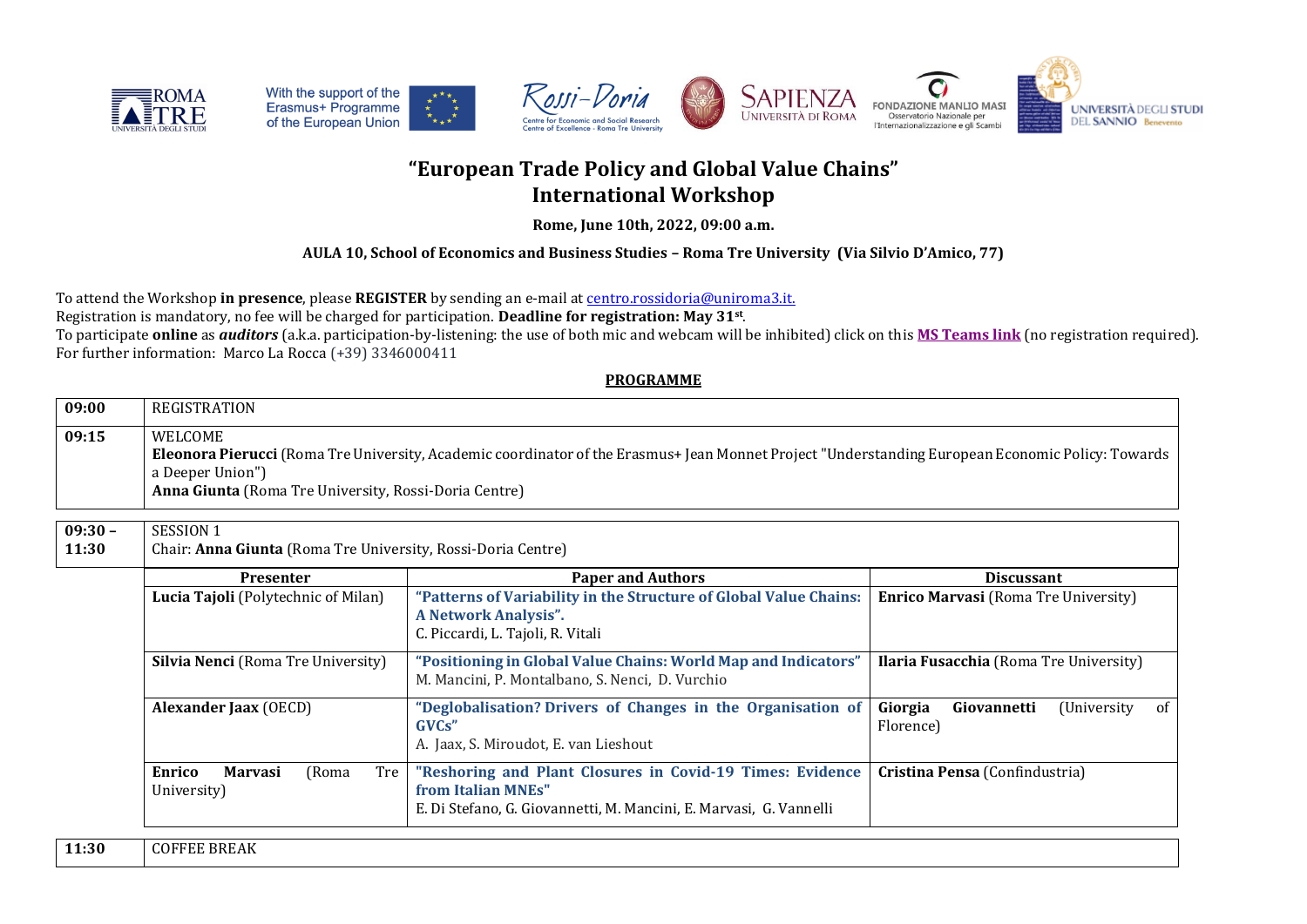# "European Trade Policy and Global Value Chains"
# International Workshop

**Rome, June 10th, 2022, 09:00 a.m.**

**AULA 10, School of Economics and Business Studies – Roma Tre University (Via Silvio D'Amico, 77)**

To attend the Workshop **in presence**, please **REGISTER** by sending an e-mail at centro.rossidoria@uniroma3.it.
Registration is mandatory, no fee will be charged for participation. **Deadline for registration: May 31st**.
To participate **online** as ***auditors*** (a.k.a. participation-by-listening: the use of both mic and webcam will be inhibited) click on this **MS Teams link** (no registration required).
For further information: Marco La Rocca (+39) 3346000411

**PROGRAMME**

| | |
|---|---|
| **09:00** | REGISTRATION |
| **09:15** | WELCOME<br>**Eleonora Pierucci** (Roma Tre University, Academic coordinator of the Erasmus+ Jean Monnet Project "Understanding European Economic Policy: Towards a Deeper Union")<br>**Anna Giunta** (Roma Tre University, Rossi-Doria Centre) |
| **09:30 – 11:30** | SESSION 1<br>Chair: **Anna Giunta** (Roma Tre University, Rossi-Doria Centre) |

| Presenter | Paper and Authors | Discussant |
|---|---|---|
| **Lucia Tajoli** (Polytechnic of Milan) | **"Patterns of Variability in the Structure of Global Value Chains: A Network Analysis".**<br>C. Piccardi, L. Tajoli, R. Vitali | **Enrico Marvasi** (Roma Tre University) |
| **Silvia Nenci** (Roma Tre University) | **"Positioning in Global Value Chains: World Map and Indicators"**<br>M. Mancini, P. Montalbano, S. Nenci, D. Vurchio | **Ilaria Fusacchia** (Roma Tre University) |
| **Alexander Jaax** (OECD) | **"Deglobalisation? Drivers of Changes in the Organisation of GVCs"**<br>A. Jaax, S. Miroudot, E. van Lieshout | **Giorgia Giovannetti** (University of Florence) |
| **Enrico Marvasi** (Roma Tre University) | **"Reshoring and Plant Closures in Covid-19 Times: Evidence from Italian MNEs"**<br>E. Di Stefano, G. Giovannetti, M. Mancini, E. Marvasi, G. Vannelli | **Cristina Pensa** (Confindustria) |

| | |
|---|---|
| **11:30** | COFFEE BREAK |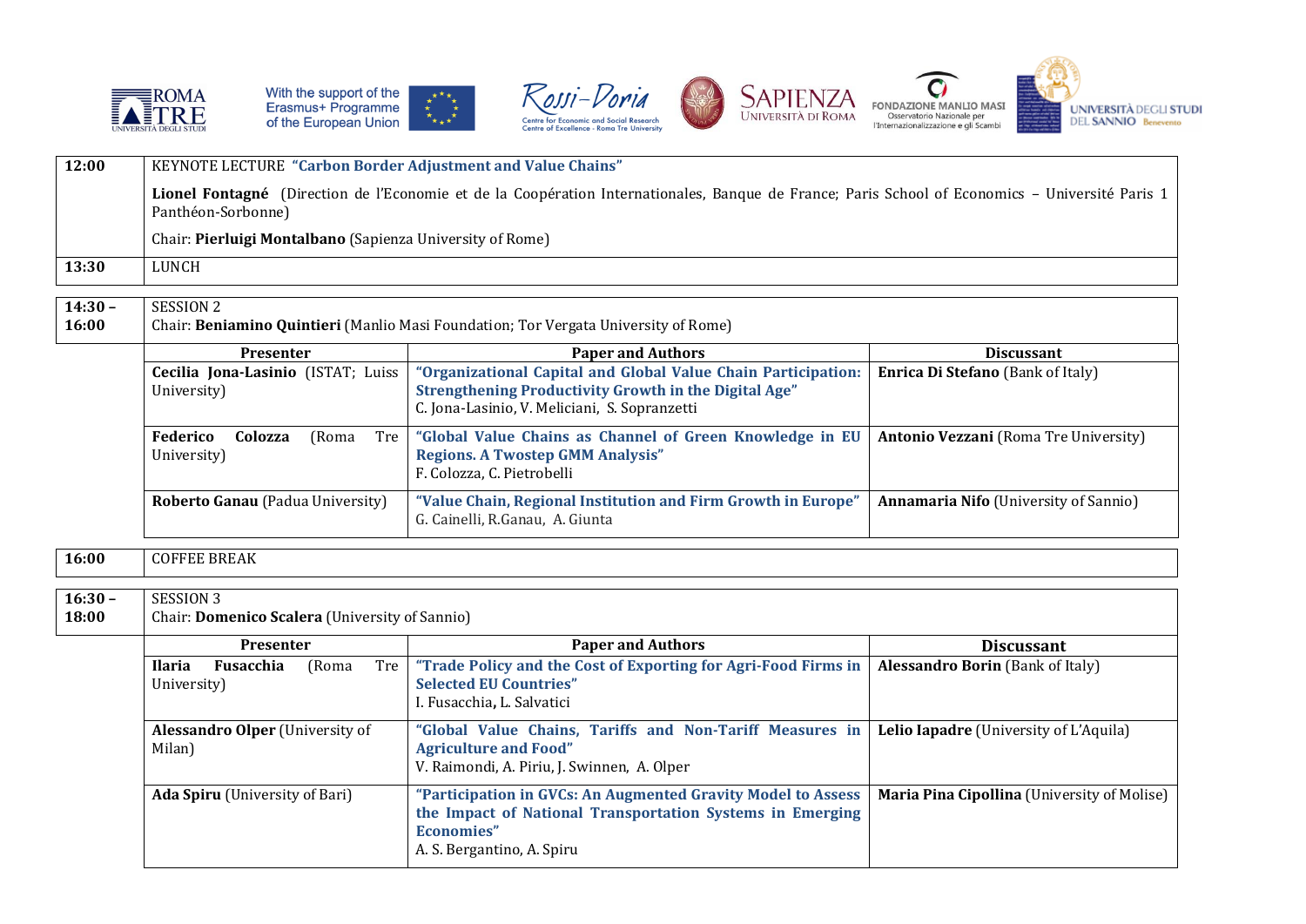| | |
|---|---|
| **12:00** | KEYNOTE LECTURE **"Carbon Border Adjustment and Value Chains"**<br>**Lionel Fontagné** (Direction de l'Economie et de la Coopération Internationales, Banque de France; Paris School of Economics – Université Paris 1 Panthéon-Sorbonne)<br>Chair: **Pierluigi Montalbano** (Sapienza University of Rome) |
| **13:30** | LUNCH |

**14:30 – 16:00** SESSION 2
Chair: **Beniamino Quintieri** (Manlio Masi Foundation; Tor Vergata University of Rome)

| Presenter | Paper and Authors | Discussant |
|---|---|---|
| **Cecilia Jona-Lasinio** (ISTAT; Luiss University) | **"Organizational Capital and Global Value Chain Participation: Strengthening Productivity Growth in the Digital Age"**<br>C. Jona-Lasinio, V. Meliciani, S. Sopranzetti | **Enrica Di Stefano** (Bank of Italy) |
| **Federico Colozza** (Roma Tre University) | **"Global Value Chains as Channel of Green Knowledge in EU Regions. A Twostep GMM Analysis"**<br>F. Colozza, C. Pietrobelli | **Antonio Vezzani** (Roma Tre University) |
| **Roberto Ganau** (Padua University) | **"Value Chain, Regional Institution and Firm Growth in Europe"**<br>G. Cainelli, R.Ganau, A. Giunta | **Annamaria Nifo** (University of Sannio) |

| | |
|---|---|
| **16:00** | COFFEE BREAK |

**16:30 – 18:00** SESSION 3
Chair: **Domenico Scalera** (University of Sannio)

| Presenter | Paper and Authors | Discussant |
|---|---|---|
| **Ilaria Fusacchia** (Roma Tre University) | **"Trade Policy and the Cost of Exporting for Agri-Food Firms in Selected EU Countries"**<br>I. Fusacchia**,** L. Salvatici | **Alessandro Borin** (Bank of Italy) |
| **Alessandro Olper** (University of Milan) | **"Global Value Chains, Tariffs and Non-Tariff Measures in Agriculture and Food"**<br>V. Raimondi, A. Piriu, J. Swinnen, A. Olper | **Lelio Iapadre** (University of L'Aquila) |
| **Ada Spiru** (University of Bari) | **"Participation in GVCs: An Augmented Gravity Model to Assess the Impact of National Transportation Systems in Emerging Economies"**<br>A. S. Bergantino, A. Spiru | **Maria Pina Cipollina** (University of Molise) |